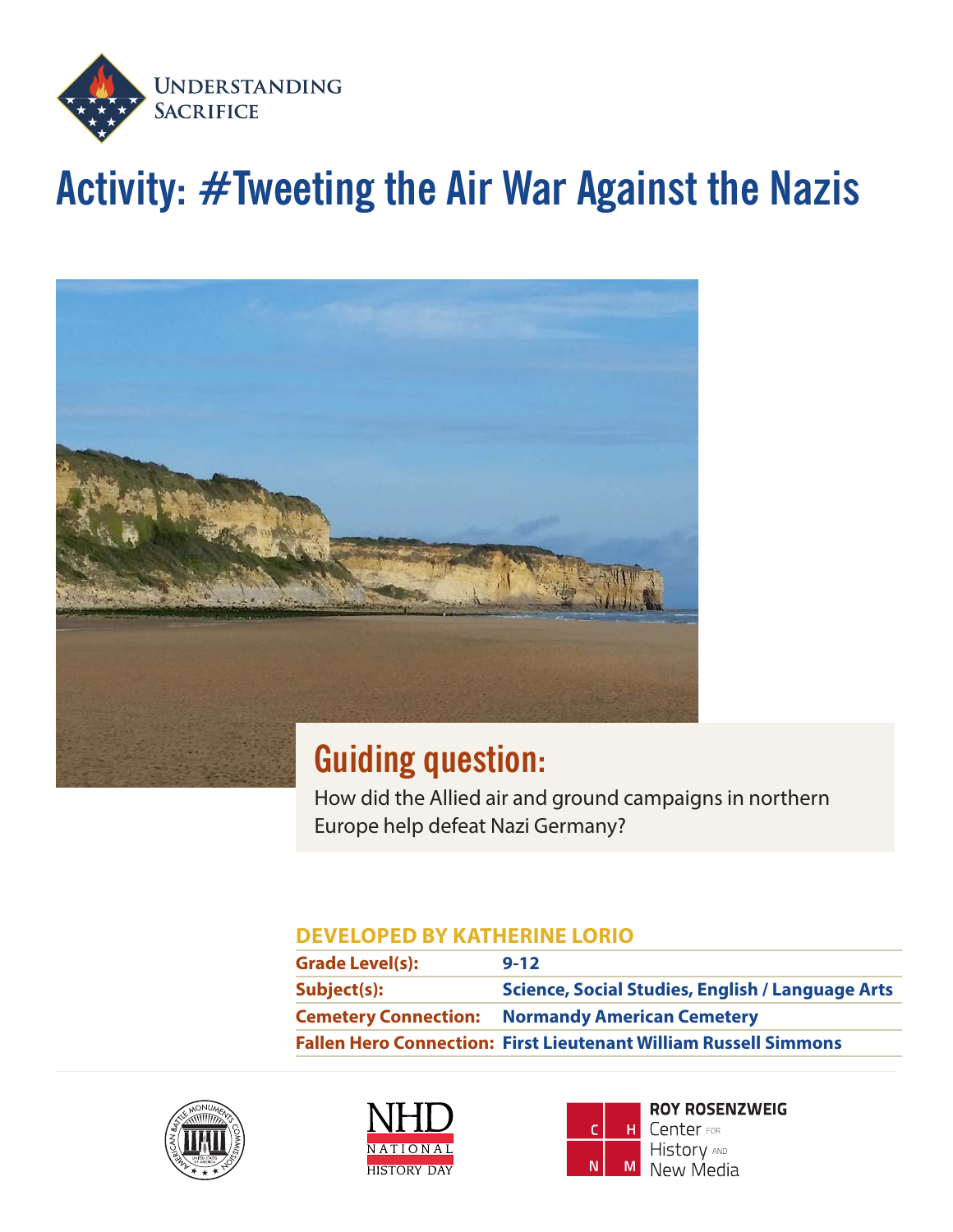Understanding Sacrifice

# Activity: #Tweeting the Air War Against the Nazis

## Guiding question:

How did the Allied air and ground campaigns in northern Europe help defeat Nazi Germany?

**DEVELOPED BY KATHERINE LORIO**

| | |
|---|---|
| **Grade Level(s):** | **9-12** |
| **Subject(s):** | **Science, Social Studies, English / Language Arts** |
| **Cemetery Connection:** | **Normandy American Cemetery** |
| **Fallen Hero Connection:** | **First Lieutenant William Russell Simmons** |

American Battle Monuments Commission

NHD National History Day

Roy Rosenzweig Center for History and New Media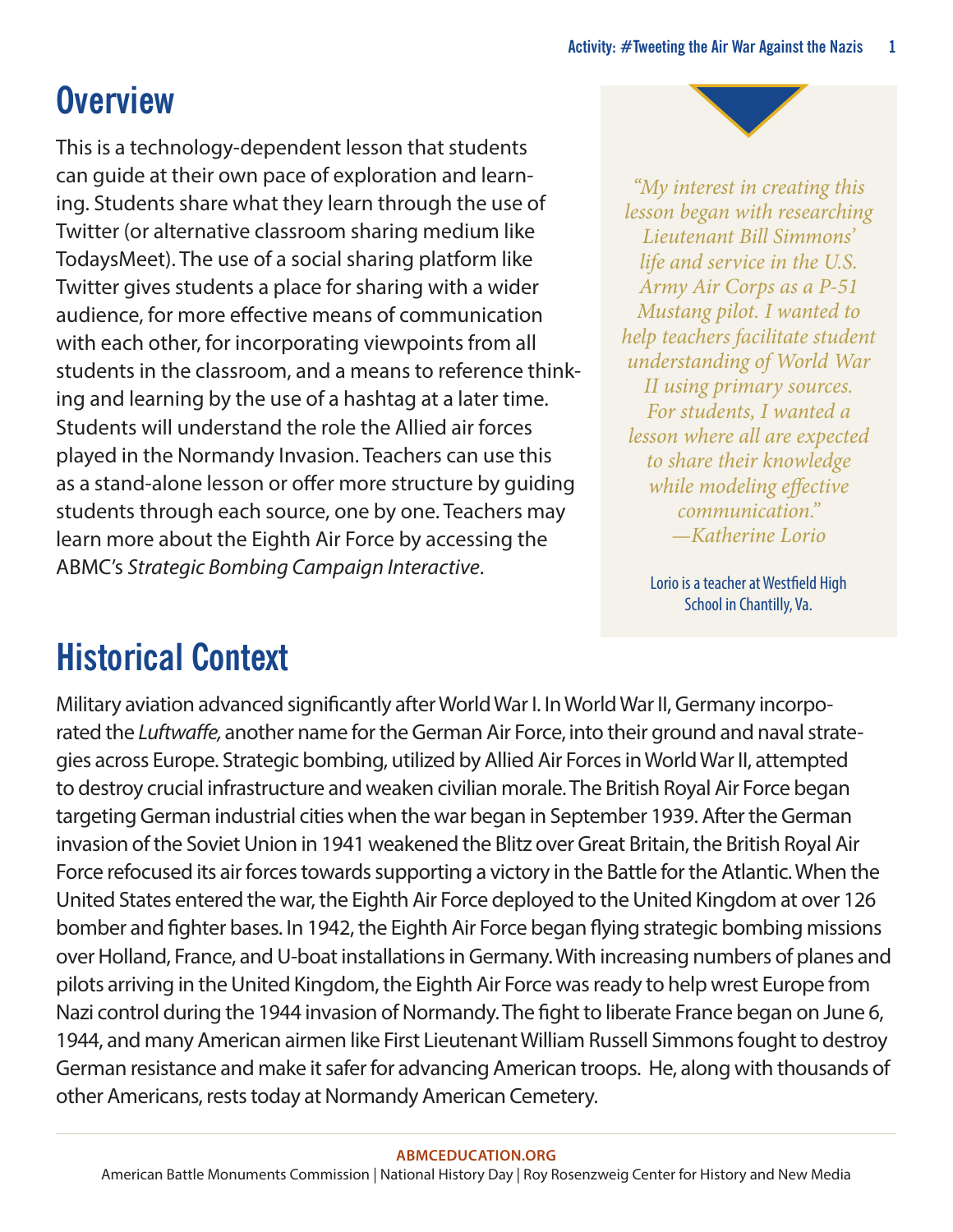## Overview

This is a technology-dependent lesson that students can guide at their own pace of exploration and learning. Students share what they learn through the use of Twitter (or alternative classroom sharing medium like TodaysMeet). The use of a social sharing platform like Twitter gives students a place for sharing with a wider audience, for more effective means of communication with each other, for incorporating viewpoints from all students in the classroom, and a means to reference thinking and learning by the use of a hashtag at a later time. Students will understand the role the Allied air forces played in the Normandy Invasion. Teachers can use this as a stand-alone lesson or offer more structure by guiding students through each source, one by one. Teachers may learn more about the Eighth Air Force by accessing the ABMC's *Strategic Bombing Campaign Interactive*.

*"My interest in creating this lesson began with researching Lieutenant Bill Simmons' life and service in the U.S. Army Air Corps as a P-51 Mustang pilot. I wanted to help teachers facilitate student understanding of World War II using primary sources. For students, I wanted a lesson where all are expected to share their knowledge while modeling effective communication." —Katherine Lorio*

Lorio is a teacher at Westfield High School in Chantilly, Va.

## Historical Context

Military aviation advanced significantly after World War I. In World War II, Germany incorporated the *Luftwaffe,* another name for the German Air Force, into their ground and naval strategies across Europe. Strategic bombing, utilized by Allied Air Forces in World War II, attempted to destroy crucial infrastructure and weaken civilian morale. The British Royal Air Force began targeting German industrial cities when the war began in September 1939. After the German invasion of the Soviet Union in 1941 weakened the Blitz over Great Britain, the British Royal Air Force refocused its air forces towards supporting a victory in the Battle for the Atlantic. When the United States entered the war, the Eighth Air Force deployed to the United Kingdom at over 126 bomber and fighter bases. In 1942, the Eighth Air Force began flying strategic bombing missions over Holland, France, and U-boat installations in Germany. With increasing numbers of planes and pilots arriving in the United Kingdom, the Eighth Air Force was ready to help wrest Europe from Nazi control during the 1944 invasion of Normandy. The fight to liberate France began on June 6, 1944, and many American airmen like First Lieutenant William Russell Simmons fought to destroy German resistance and make it safer for advancing American troops. He, along with thousands of other Americans, rests today at Normandy American Cemetery.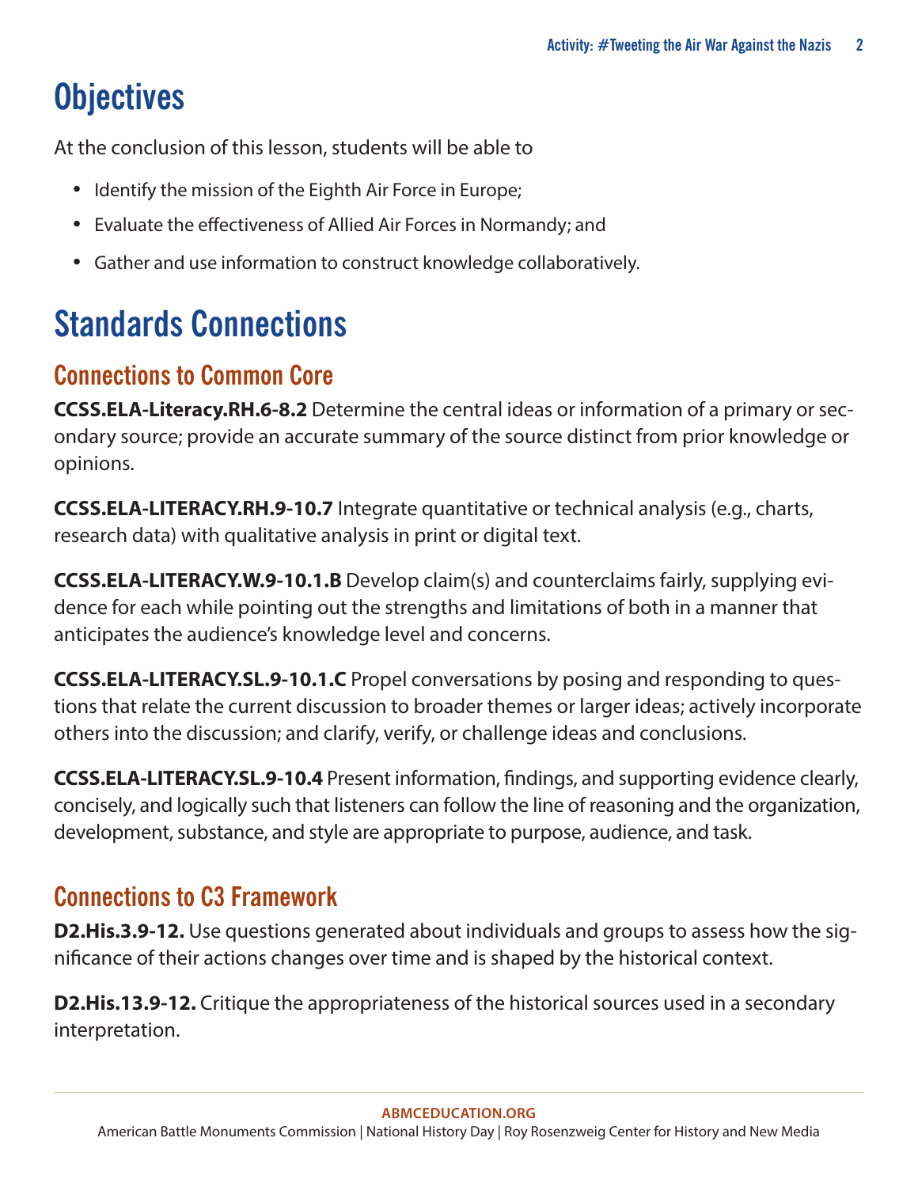# Objectives

At the conclusion of this lesson, students will be able to

- Identify the mission of the Eighth Air Force in Europe;
- Evaluate the effectiveness of Allied Air Forces in Normandy; and
- Gather and use information to construct knowledge collaboratively.

# Standards Connections

## Connections to Common Core

**CCSS.ELA-Literacy.RH.6-8.2** Determine the central ideas or information of a primary or secondary source; provide an accurate summary of the source distinct from prior knowledge or opinions.

**CCSS.ELA-LITERACY.RH.9-10.7** Integrate quantitative or technical analysis (e.g., charts, research data) with qualitative analysis in print or digital text.

**CCSS.ELA-LITERACY.W.9-10.1.B** Develop claim(s) and counterclaims fairly, supplying evidence for each while pointing out the strengths and limitations of both in a manner that anticipates the audience's knowledge level and concerns.

**CCSS.ELA-LITERACY.SL.9-10.1.C** Propel conversations by posing and responding to questions that relate the current discussion to broader themes or larger ideas; actively incorporate others into the discussion; and clarify, verify, or challenge ideas and conclusions.

**CCSS.ELA-LITERACY.SL.9-10.4** Present information, findings, and supporting evidence clearly, concisely, and logically such that listeners can follow the line of reasoning and the organization, development, substance, and style are appropriate to purpose, audience, and task.

## Connections to C3 Framework

**D2.His.3.9-12.** Use questions generated about individuals and groups to assess how the significance of their actions changes over time and is shaped by the historical context.

**D2.His.13.9-12.** Critique the appropriateness of the historical sources used in a secondary interpretation.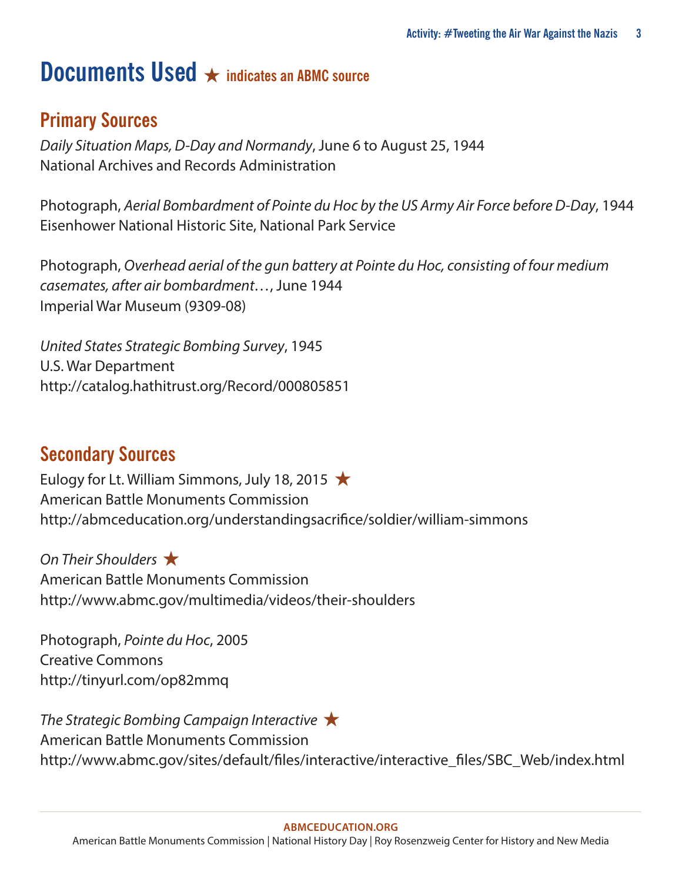# Documents Used ★ indicates an ABMC source

## Primary Sources

*Daily Situation Maps, D-Day and Normandy*, June 6 to August 25, 1944
National Archives and Records Administration

Photograph, *Aerial Bombardment of Pointe du Hoc by the US Army Air Force before D-Day*, 1944
Eisenhower National Historic Site, National Park Service

Photograph, *Overhead aerial of the gun battery at Pointe du Hoc, consisting of four medium casemates, after air bombardment*…, June 1944
Imperial War Museum (9309-08)

*United States Strategic Bombing Survey*, 1945
U.S. War Department
http://catalog.hathitrust.org/Record/000805851

## Secondary Sources

Eulogy for Lt. William Simmons, July 18, 2015 ★
American Battle Monuments Commission
http://abmceducation.org/understandingsacrifice/soldier/william-simmons

*On Their Shoulders* ★
American Battle Monuments Commission
http://www.abmc.gov/multimedia/videos/their-shoulders

Photograph, *Pointe du Hoc*, 2005
Creative Commons
http://tinyurl.com/op82mmq

*The Strategic Bombing Campaign Interactive* ★
American Battle Monuments Commission
http://www.abmc.gov/sites/default/files/interactive/interactive_files/SBC_Web/index.html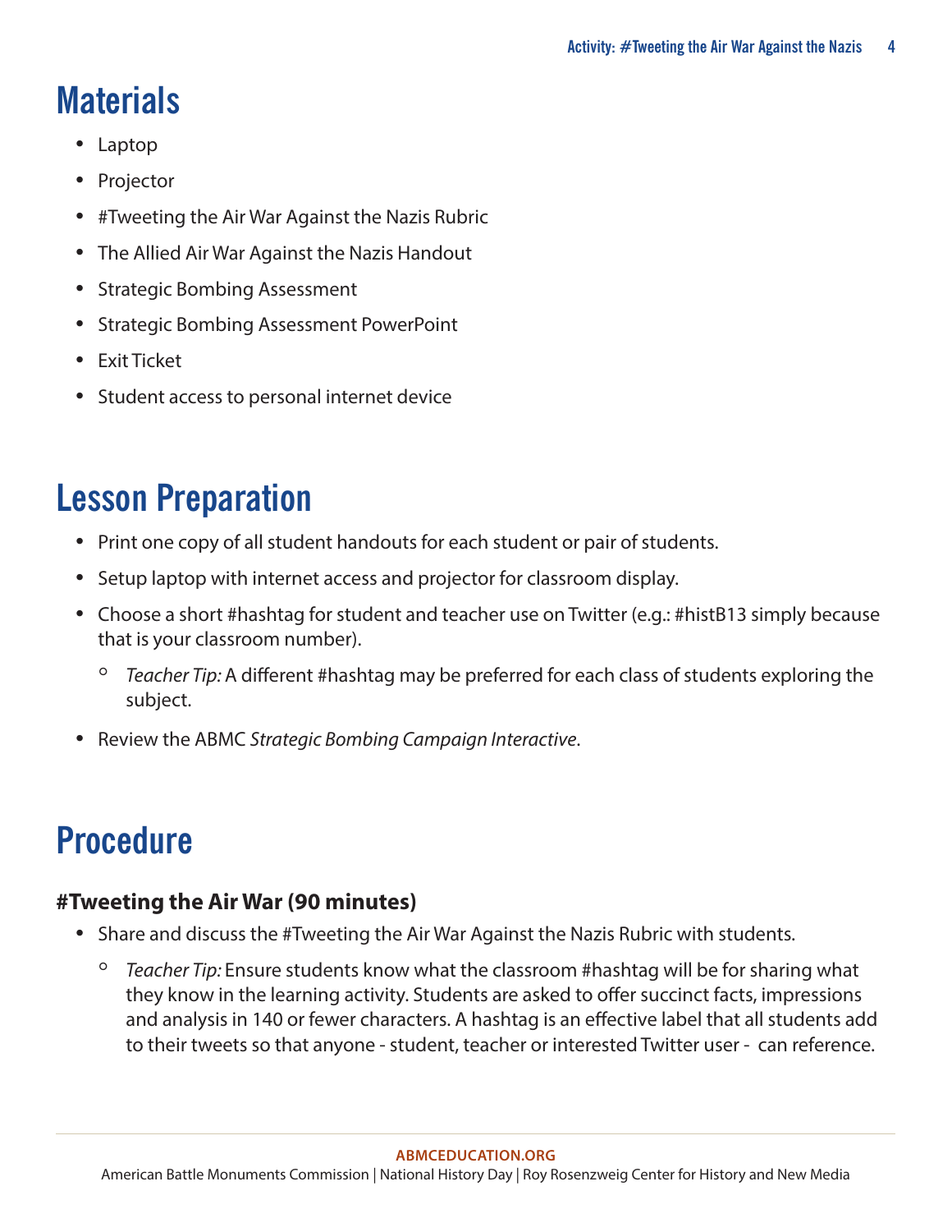## Materials

- Laptop
- Projector
- #Tweeting the Air War Against the Nazis Rubric
- The Allied Air War Against the Nazis Handout
- Strategic Bombing Assessment
- Strategic Bombing Assessment PowerPoint
- Exit Ticket
- Student access to personal internet device

## Lesson Preparation

- Print one copy of all student handouts for each student or pair of students.
- Setup laptop with internet access and projector for classroom display.
- Choose a short #hashtag for student and teacher use on Twitter (e.g.: #histB13 simply because that is your classroom number).
    - *Teacher Tip:* A different #hashtag may be preferred for each class of students exploring the subject.
- Review the ABMC *Strategic Bombing Campaign Interactive*.

## Procedure

### #Tweeting the Air War (90 minutes)

- Share and discuss the #Tweeting the Air War Against the Nazis Rubric with students.
    - *Teacher Tip:* Ensure students know what the classroom #hashtag will be for sharing what they know in the learning activity. Students are asked to offer succinct facts, impressions and analysis in 140 or fewer characters. A hashtag is an effective label that all students add to their tweets so that anyone - student, teacher or interested Twitter user - can reference.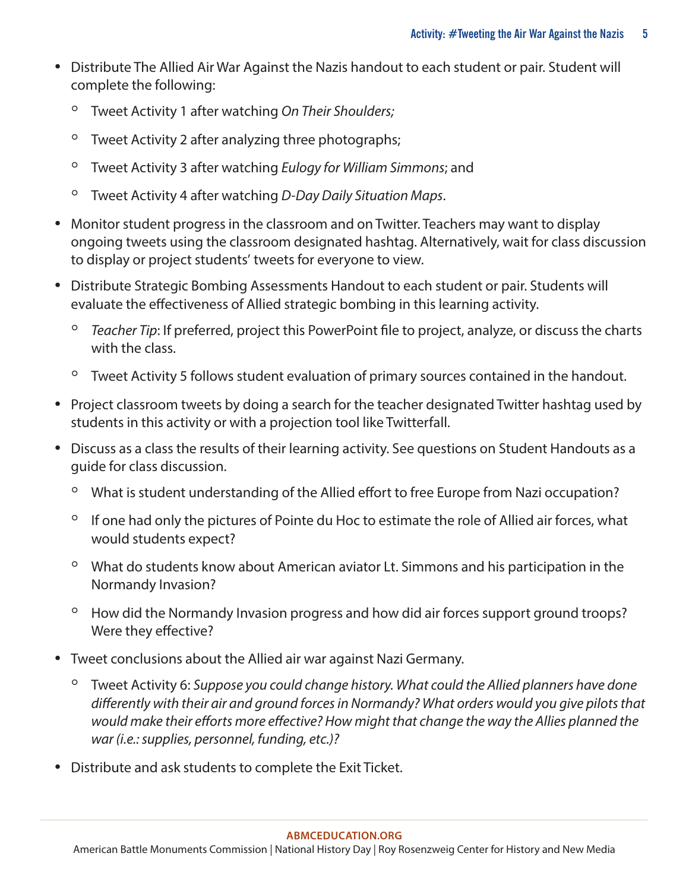- Distribute The Allied Air War Against the Nazis handout to each student or pair. Student will complete the following:
    - Tweet Activity 1 after watching *On Their Shoulders;*
    - Tweet Activity 2 after analyzing three photographs;
    - Tweet Activity 3 after watching *Eulogy for William Simmons*; and
    - Tweet Activity 4 after watching *D-Day Daily Situation Maps*.
- Monitor student progress in the classroom and on Twitter. Teachers may want to display ongoing tweets using the classroom designated hashtag. Alternatively, wait for class discussion to display or project students' tweets for everyone to view.
- Distribute Strategic Bombing Assessments Handout to each student or pair. Students will evaluate the effectiveness of Allied strategic bombing in this learning activity.
    - *Teacher Tip*: If preferred, project this PowerPoint file to project, analyze, or discuss the charts with the class.
    - Tweet Activity 5 follows student evaluation of primary sources contained in the handout.
- Project classroom tweets by doing a search for the teacher designated Twitter hashtag used by students in this activity or with a projection tool like Twitterfall.
- Discuss as a class the results of their learning activity. See questions on Student Handouts as a guide for class discussion.
    - What is student understanding of the Allied effort to free Europe from Nazi occupation?
    - If one had only the pictures of Pointe du Hoc to estimate the role of Allied air forces, what would students expect?
    - What do students know about American aviator Lt. Simmons and his participation in the Normandy Invasion?
    - How did the Normandy Invasion progress and how did air forces support ground troops? Were they effective?
- Tweet conclusions about the Allied air war against Nazi Germany.
    - Tweet Activity 6: *Suppose you could change history. What could the Allied planners have done differently with their air and ground forces in Normandy? What orders would you give pilots that would make their efforts more effective? How might that change the way the Allies planned the war (i.e.: supplies, personnel, funding, etc.)?*
- Distribute and ask students to complete the Exit Ticket.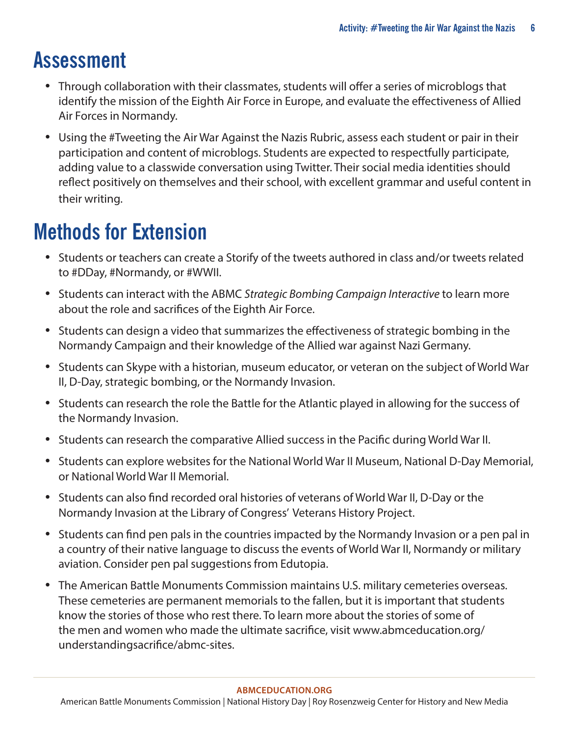# Assessment

- Through collaboration with their classmates, students will offer a series of microblogs that identify the mission of the Eighth Air Force in Europe, and evaluate the effectiveness of Allied Air Forces in Normandy.
- Using the #Tweeting the Air War Against the Nazis Rubric, assess each student or pair in their participation and content of microblogs. Students are expected to respectfully participate, adding value to a classwide conversation using Twitter. Their social media identities should reflect positively on themselves and their school, with excellent grammar and useful content in their writing.

# Methods for Extension

- Students or teachers can create a Storify of the tweets authored in class and/or tweets related to #DDay, #Normandy, or #WWII.
- Students can interact with the ABMC *Strategic Bombing Campaign Interactive* to learn more about the role and sacrifices of the Eighth Air Force.
- Students can design a video that summarizes the effectiveness of strategic bombing in the Normandy Campaign and their knowledge of the Allied war against Nazi Germany.
- Students can Skype with a historian, museum educator, or veteran on the subject of World War II, D-Day, strategic bombing, or the Normandy Invasion.
- Students can research the role the Battle for the Atlantic played in allowing for the success of the Normandy Invasion.
- Students can research the comparative Allied success in the Pacific during World War II.
- Students can explore websites for the National World War II Museum, National D-Day Memorial, or National World War II Memorial.
- Students can also find recorded oral histories of veterans of World War II, D-Day or the Normandy Invasion at the Library of Congress' Veterans History Project.
- Students can find pen pals in the countries impacted by the Normandy Invasion or a pen pal in a country of their native language to discuss the events of World War II, Normandy or military aviation. Consider pen pal suggestions from Edutopia.
- The American Battle Monuments Commission maintains U.S. military cemeteries overseas. These cemeteries are permanent memorials to the fallen, but it is important that students know the stories of those who rest there. To learn more about the stories of some of the men and women who made the ultimate sacrifice, visit www.abmceducation.org/understandingsacrifice/abmc-sites.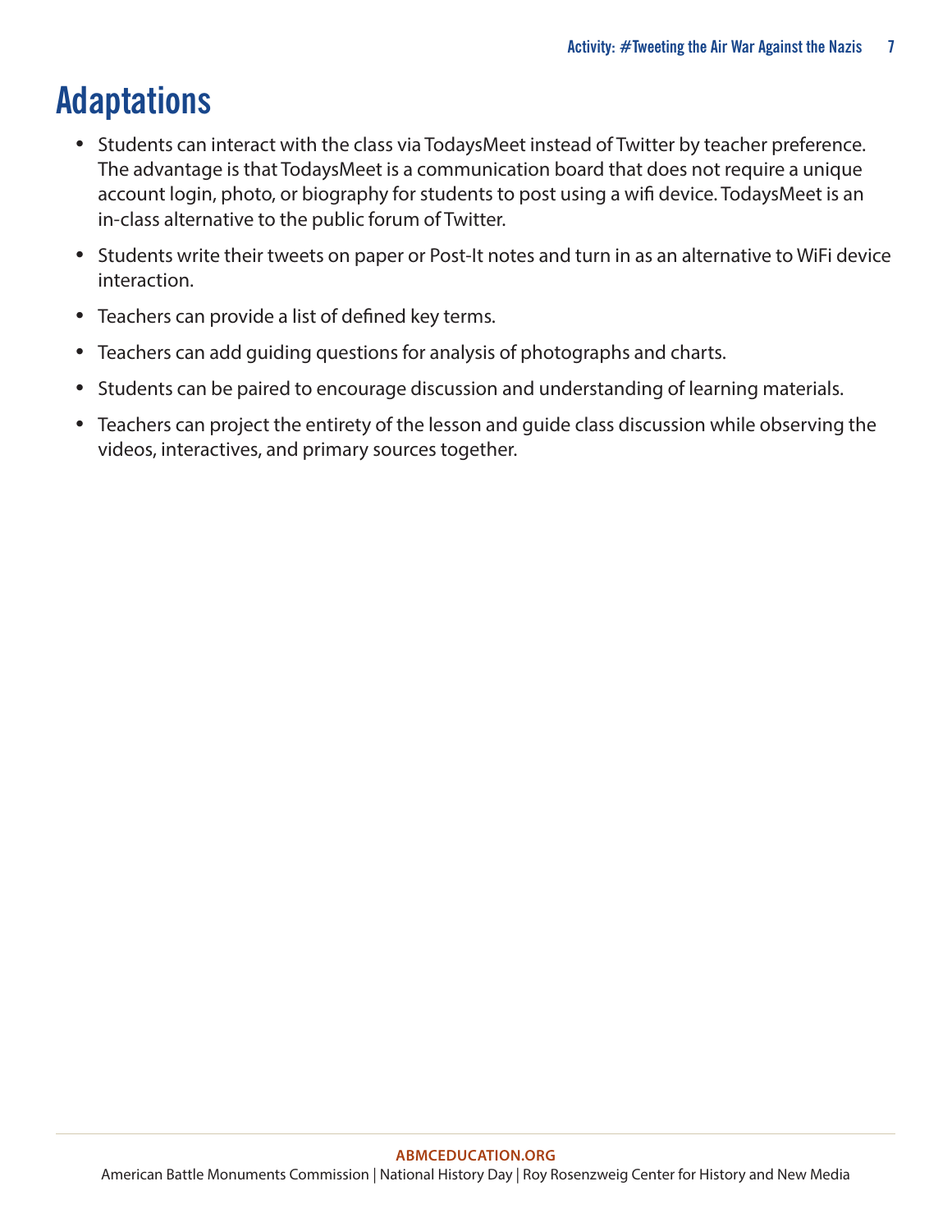# Adaptations

- Students can interact with the class via TodaysMeet instead of Twitter by teacher preference. The advantage is that TodaysMeet is a communication board that does not require a unique account login, photo, or biography for students to post using a wifi device. TodaysMeet is an in-class alternative to the public forum of Twitter.
- Students write their tweets on paper or Post-It notes and turn in as an alternative to WiFi device interaction.
- Teachers can provide a list of defined key terms.
- Teachers can add guiding questions for analysis of photographs and charts.
- Students can be paired to encourage discussion and understanding of learning materials.
- Teachers can project the entirety of the lesson and guide class discussion while observing the videos, interactives, and primary sources together.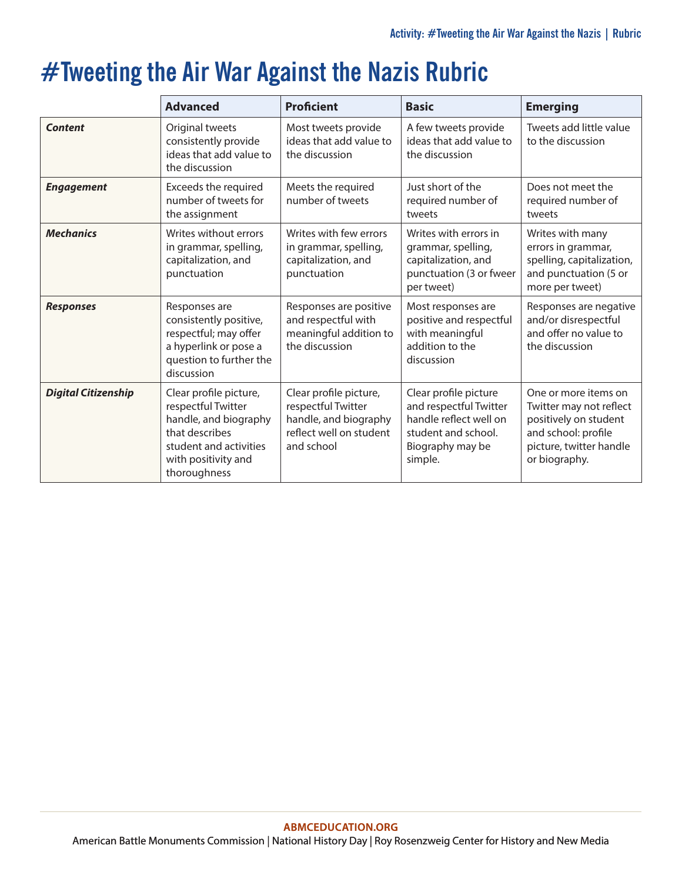# #Tweeting the Air War Against the Nazis Rubric

| | **Advanced** | **Proficient** | **Basic** | **Emerging** |
|---|---|---|---|---|
| ***Content*** | Original tweets consistently provide ideas that add value to the discussion | Most tweets provide ideas that add value to the discussion | A few tweets provide ideas that add value to the discussion | Tweets add little value to the discussion |
| ***Engagement*** | Exceeds the required number of tweets for the assignment | Meets the required number of tweets | Just short of the required number of tweets | Does not meet the required number of tweets |
| ***Mechanics*** | Writes without errors in grammar, spelling, capitalization, and punctuation | Writes with few errors in grammar, spelling, capitalization, and punctuation | Writes with errors in grammar, spelling, capitalization, and punctuation (3 or fweer per tweet) | Writes with many errors in grammar, spelling, capitalization, and punctuation (5 or more per tweet) |
| ***Responses*** | Responses are consistently positive, respectful; may offer a hyperlink or pose a question to further the discussion | Responses are positive and respectful with meaningful addition to the discussion | Most responses are positive and respectful with meaningful addition to the discussion | Responses are negative and/or disrespectful and offer no value to the discussion |
| ***Digital Citizenship*** | Clear profile picture, respectful Twitter handle, and biography that describes student and activities with positivity and thoroughness | Clear profile picture, respectful Twitter handle, and biography reflect well on student and school | Clear profile picture and respectful Twitter handle reflect well on student and school. Biography may be simple. | One or more items on Twitter may not reflect positively on student and school: profile picture, twitter handle or biography. |

ABMCEDUCATION.ORG

American Battle Monuments Commission | National History Day | Roy Rosenzweig Center for History and New Media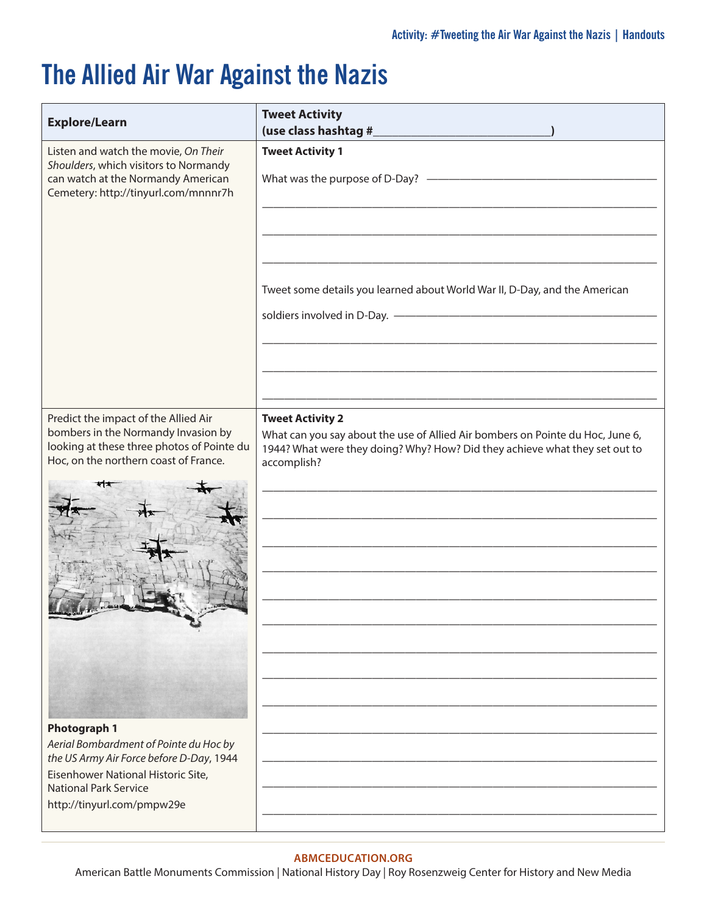# The Allied Air War Against the Nazis

| Explore/Learn | Tweet Activity (use class hashtag #______________________________) |
|---|---|
| Listen and watch the movie, *On Their Shoulders*, which visitors to Normandy can watch at the Normandy American Cemetery: http://tinyurl.com/mnnnr7h | **Tweet Activity 1**<br><br>What was the purpose of D-Day? ______________________________<br>______________________________<br>______________________________<br>______________________________<br><br>Tweet some details you learned about World War II, D-Day, and the American soldiers involved in D-Day. ______________________________<br>______________________________<br>______________________________<br>______________________________ |
| Predict the impact of the Allied Air bombers in the Normandy Invasion by looking at these three photos of Pointe du Hoc, on the northern coast of France.<br><br>**Photograph 1**<br>*Aerial Bombardment of Pointe du Hoc by the US Army Air Force before D-Day*, 1944<br>Eisenhower National Historic Site, National Park Service<br>http://tinyurl.com/pmpw29e | **Tweet Activity 2**<br>What can you say about the use of Allied Air bombers on Pointe du Hoc, June 6, 1944? What were they doing? Why? How? Did they achieve what they set out to accomplish?<br><br>______________________________<br>______________________________<br>______________________________<br>______________________________<br>______________________________<br>______________________________<br>______________________________<br>______________________________<br>______________________________<br>______________________________<br>______________________________<br>______________________________<br>______________________________ |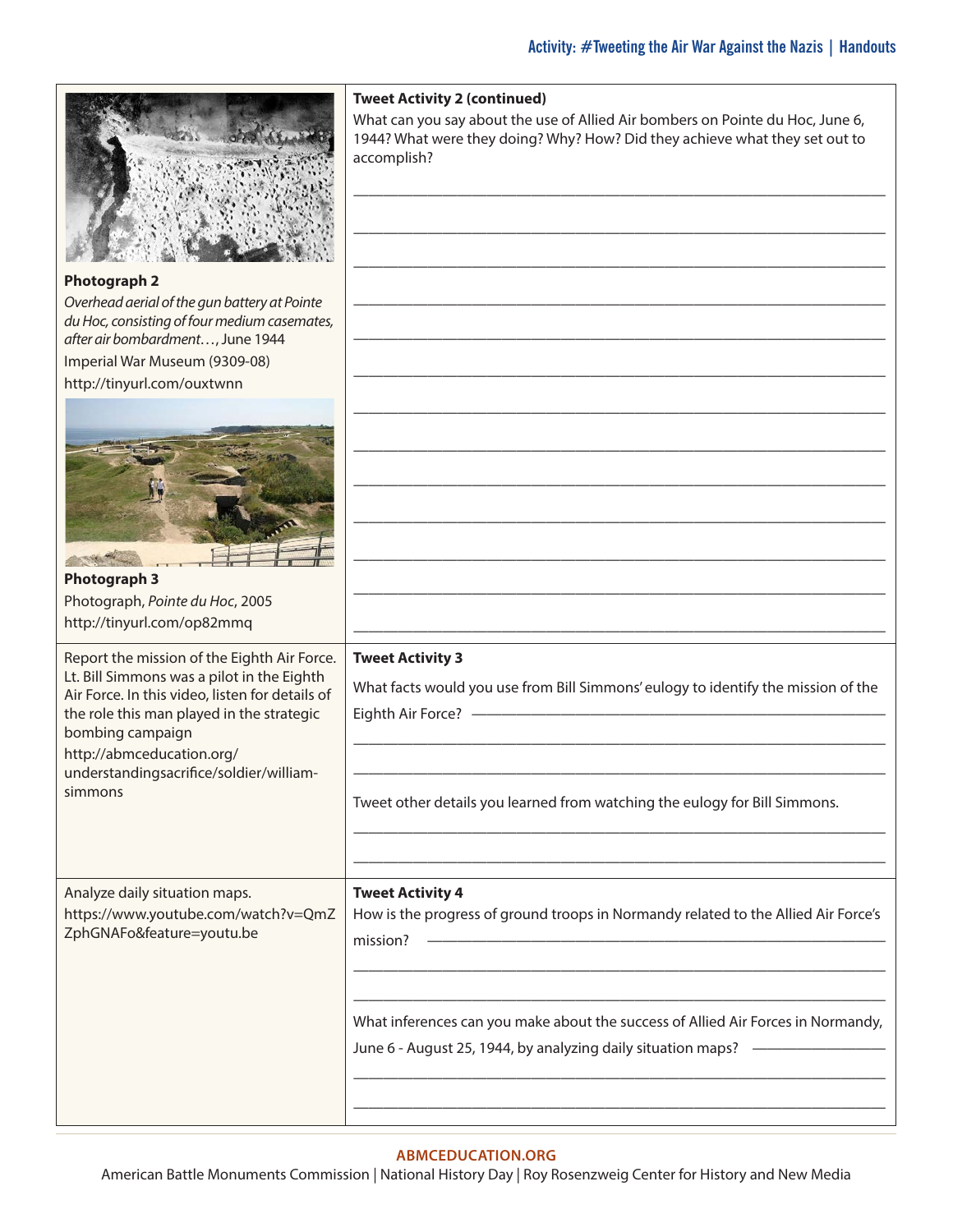| | |
|---|---|
| **Photograph 2**<br>*Overhead aerial of the gun battery at Pointe du Hoc, consisting of four medium casemates, after air bombardment…*, June 1944<br>Imperial War Museum (9309-08)<br>http://tinyurl.com/ouxtwnn<br><br>**Photograph 3**<br>Photograph, *Pointe du Hoc*, 2005<br>http://tinyurl.com/op82mmq | **Tweet Activity 2 (continued)**<br>What can you say about the use of Allied Air bombers on Pointe du Hoc, June 6, 1944? What were they doing? Why? How? Did they achieve what they set out to accomplish?<br>\_\_\_\_\_\_\_\_\_\_\_\_\_\_\_\_\_\_\_\_\_\_\_\_\_\_\_\_\_\_\_\_\_\_\_\_\_\_\_\_\_\_\_\_ |
| Report the mission of the Eighth Air Force. Lt. Bill Simmons was a pilot in the Eighth Air Force. In this video, listen for details of the role this man played in the strategic bombing campaign<br>http://abmceducation.org/understandingsacrifice/soldier/william-simmons | **Tweet Activity 3**<br>What facts would you use from Bill Simmons' eulogy to identify the mission of the Eighth Air Force? \_\_\_\_\_\_\_\_\_\_\_\_\_\_\_\_\_\_\_\_<br><br>Tweet other details you learned from watching the eulogy for Bill Simmons.<br>\_\_\_\_\_\_\_\_\_\_\_\_\_\_\_\_\_\_\_\_\_\_\_\_\_\_\_\_\_\_\_\_\_\_\_\_\_\_\_\_\_\_\_\_ |
| Analyze daily situation maps.<br>https://www.youtube.com/watch?v=QmZZphGNAFo&feature=youtu.be | **Tweet Activity 4**<br>How is the progress of ground troops in Normandy related to the Allied Air Force's mission? \_\_\_\_\_\_\_\_\_\_\_\_\_\_\_\_\_\_\_\_<br><br>What inferences can you make about the success of Allied Air Forces in Normandy, June 6 - August 25, 1944, by analyzing daily situation maps? \_\_\_\_\_\_\_\_\_\_\_\_\_\_\_\_\_\_\_\_ |

**ABMCEDUCATION.ORG**

American Battle Monuments Commission | National History Day | Roy Rosenzweig Center for History and New Media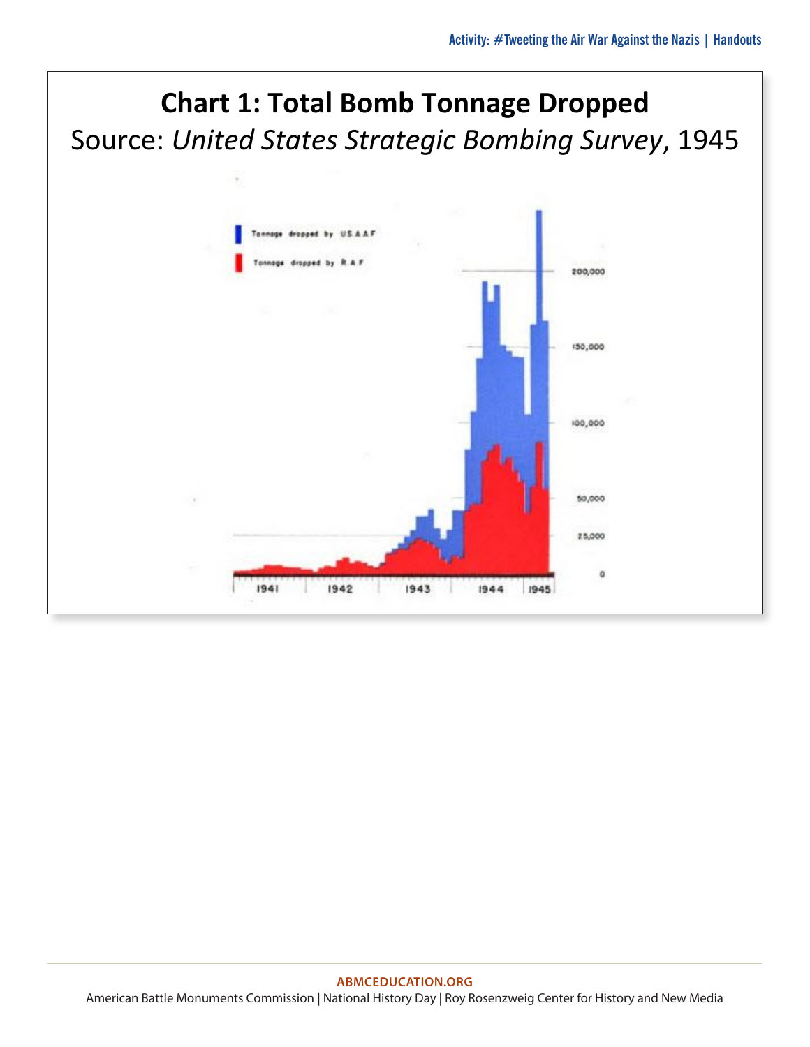# Chart 1: Total Bomb Tonnage Dropped

Source: *United States Strategic Bombing Survey*, 1945

Tonnage dropped by U.S.A.A.F

Tonnage dropped by R.A.F

200,000

150,000

100,000

50,000

25,000

0

1941 1942 1943 1944 1945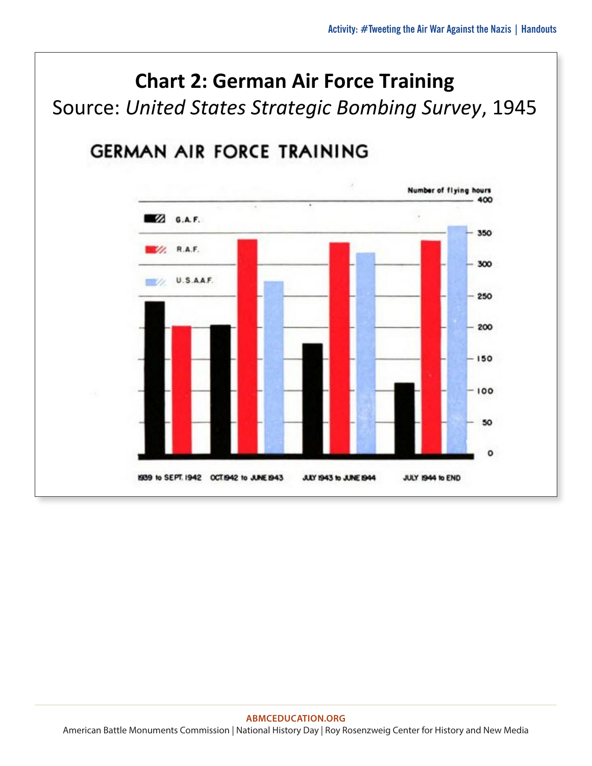# Chart 2: German Air Force Training

Source: *United States Strategic Bombing Survey*, 1945

GERMAN AIR FORCE TRAINING

Number of flying hours

G.A.F.

R.A.F.

U.S.A.A.F.

1939 to SEPT. 1942 | OCT. 1942 to JUNE 1943 | JULY 1943 to JUNE 1944 | JULY 1944 to END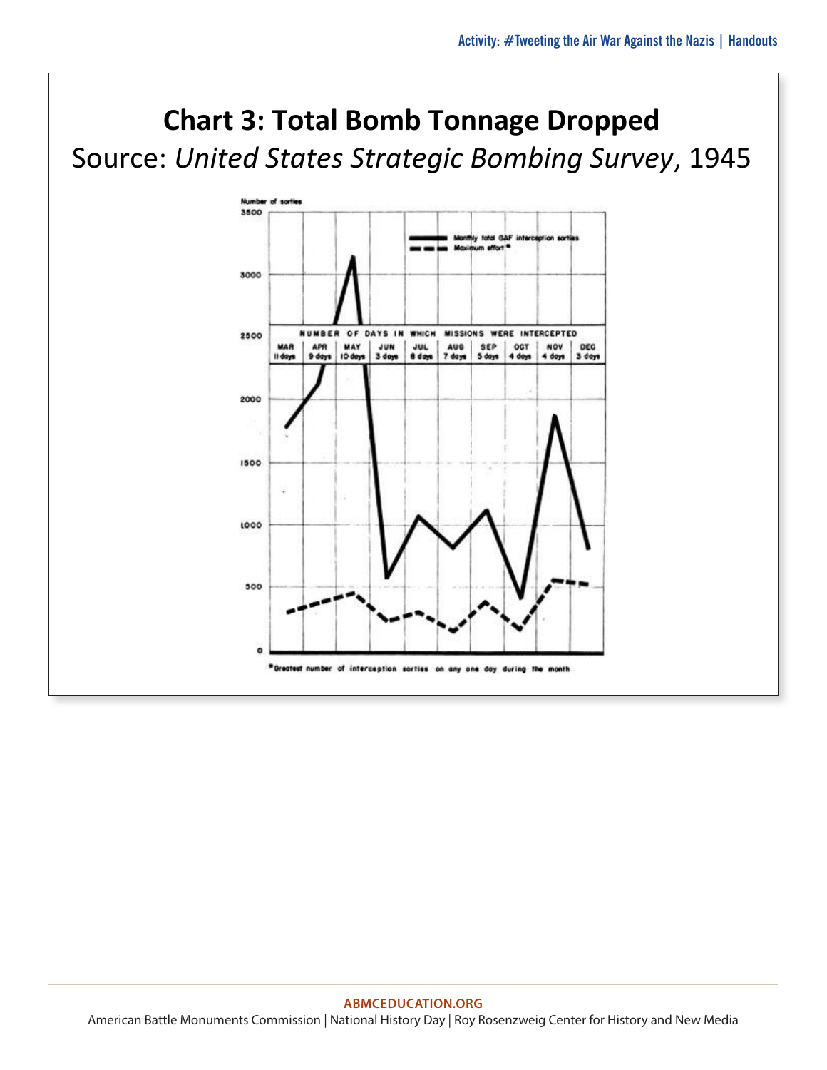# Chart 3: Total Bomb Tonnage Dropped

Source: *United States Strategic Bombing Survey*, 1945

Number of sorties

3500

3000

2500

2000

1500

1000

500

0

Monthly total GAF interception sorties

Maximum effort*

| NUMBER OF DAYS IN WHICH MISSIONS WERE INTERCEPTED | | | | | | | | | |
|---|---|---|---|---|---|---|---|---|---|
| MAR | APR | MAY | JUN | JUL | AUG | SEP | OCT | NOV | DEC |
| 11 days | 9 days | 10 days | 3 days | 8 days | 7 days | 5 days | 4 days | 4 days | 3 days |

*Greatest number of interception sorties on any one day during the month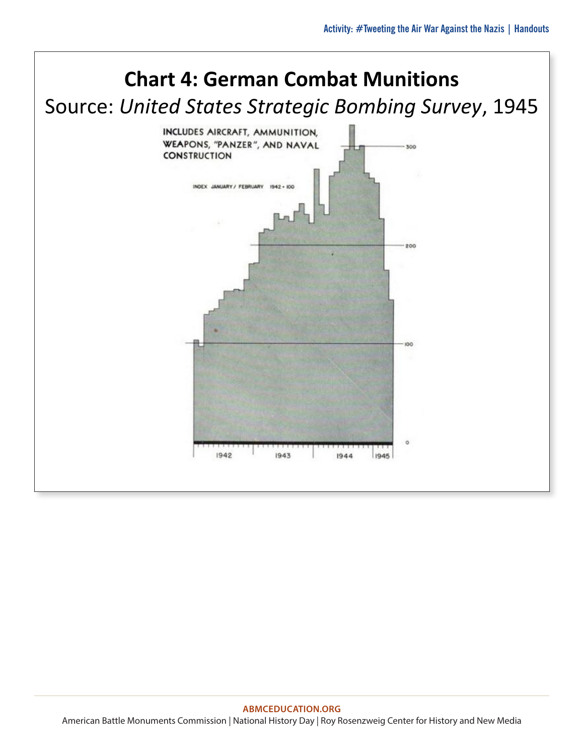# Chart 4: German Combat Munitions

Source: *United States Strategic Bombing Survey*, 1945

INCLUDES AIRCRAFT, AMMUNITION, WEAPONS, "PANZER", AND NAVAL CONSTRUCTION

INDEX JANUARY / FEBRUARY 1942 = 100

300

200

100

0

1942 1943 1944 1945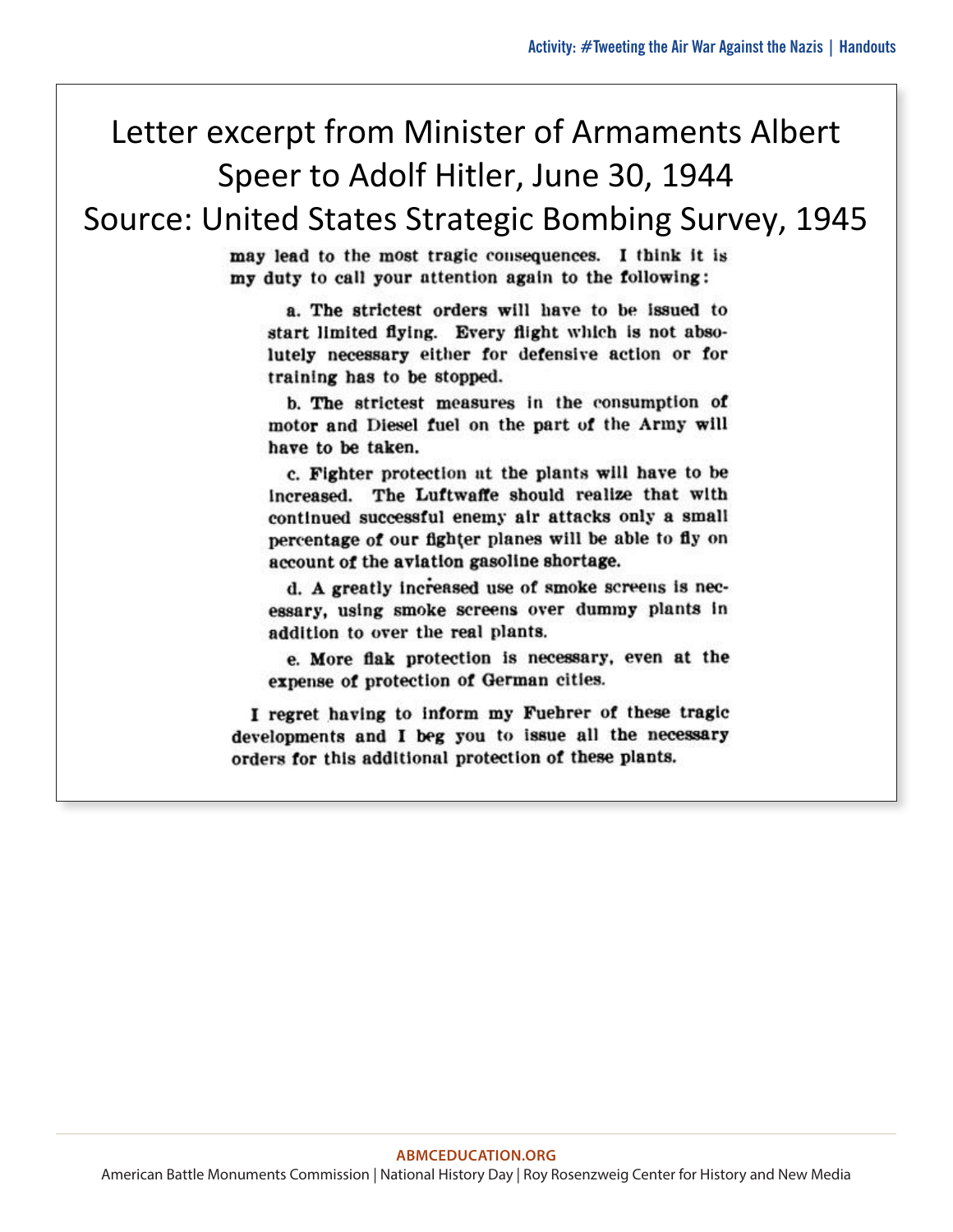# Letter excerpt from Minister of Armaments Albert Speer to Adolf Hitler, June 30, 1944

# Source: United States Strategic Bombing Survey, 1945

may lead to the most tragic consequences. I think it is my duty to call your attention again to the following:

a. The strictest orders will have to be issued to start limited flying. Every flight which is not absolutely necessary either for defensive action or for training has to be stopped.

b. The strictest measures in the consumption of motor and Diesel fuel on the part of the Army will have to be taken.

c. Fighter protection at the plants will have to be increased. The Luftwaffe should realize that with continued successful enemy air attacks only a small percentage of our fighter planes will be able to fly on account of the aviation gasoline shortage.

d. A greatly increased use of smoke screens is necessary, using smoke screens over dummy plants in addition to over the real plants.

e. More flak protection is necessary, even at the expense of protection of German cities.

I regret having to inform my Fuehrer of these tragic developments and I beg you to issue all the necessary orders for this additional protection of these plants.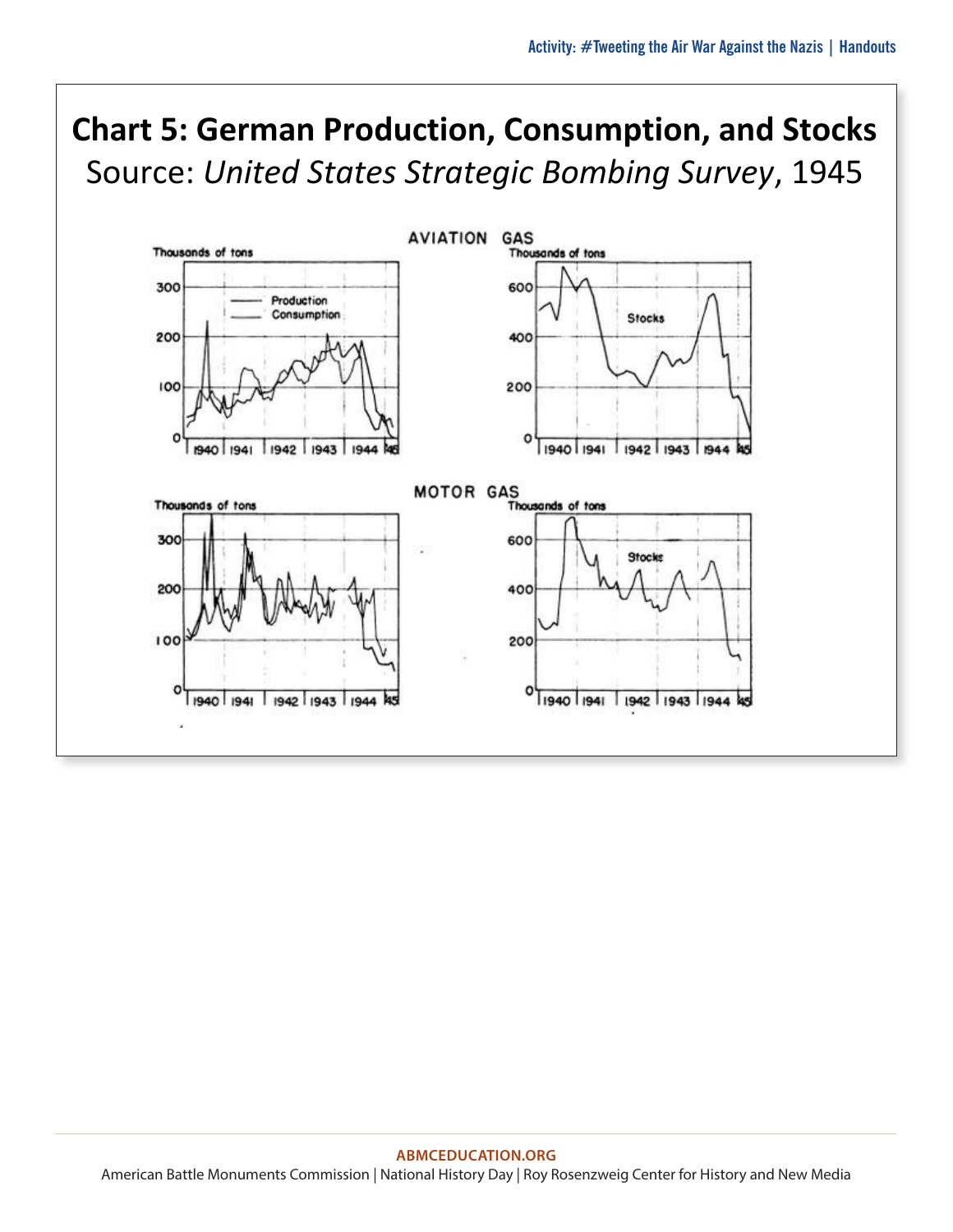# Chart 5: German Production, Consumption, and Stocks

Source: *United States Strategic Bombing Survey*, 1945

AVIATION GAS

Thousands of tons

300, 200, 100, 0

Production

Consumption

1940 | 1941 | 1942 | 1943 | 1944 | 45

Thousands of tons

600, 400, 200, 0

Stocks

1940 | 1941 | 1942 | 1943 | 1944 | 45

MOTOR GAS

Thousands of tons

300, 200, 100, 0

1940 | 1941 | 1942 | 1943 | 1944 | 45

Thousands of tons

600, 400, 200, 0

Stocks

1940 | 1941 | 1942 | 1943 | 1944 | 45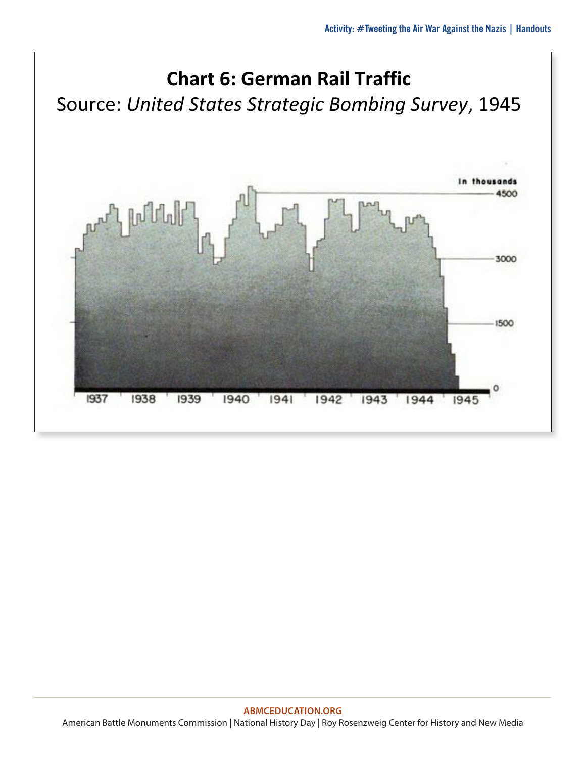## Chart 6: German Rail Traffic

Source: *United States Strategic Bombing Survey*, 1945

In thousands

4500

3000

1500

0

1937 1938 1939 1940 1941 1942 1943 1944 1945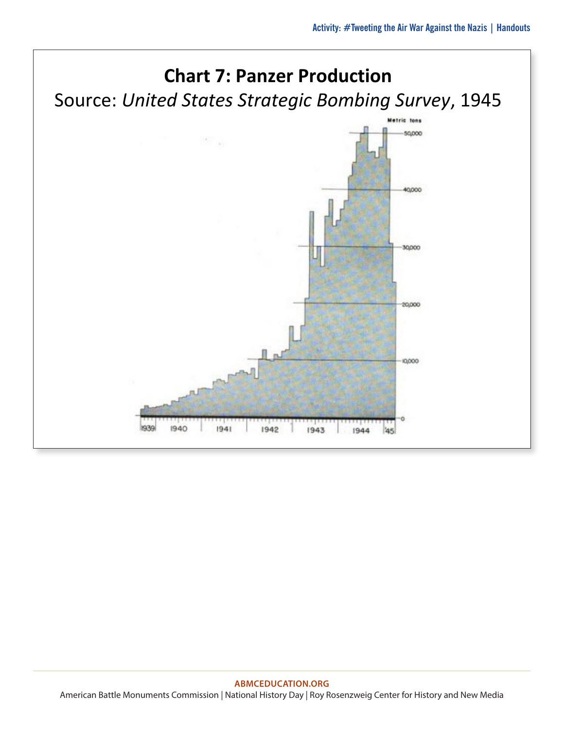# Chart 7: Panzer Production

Source: *United States Strategic Bombing Survey*, 1945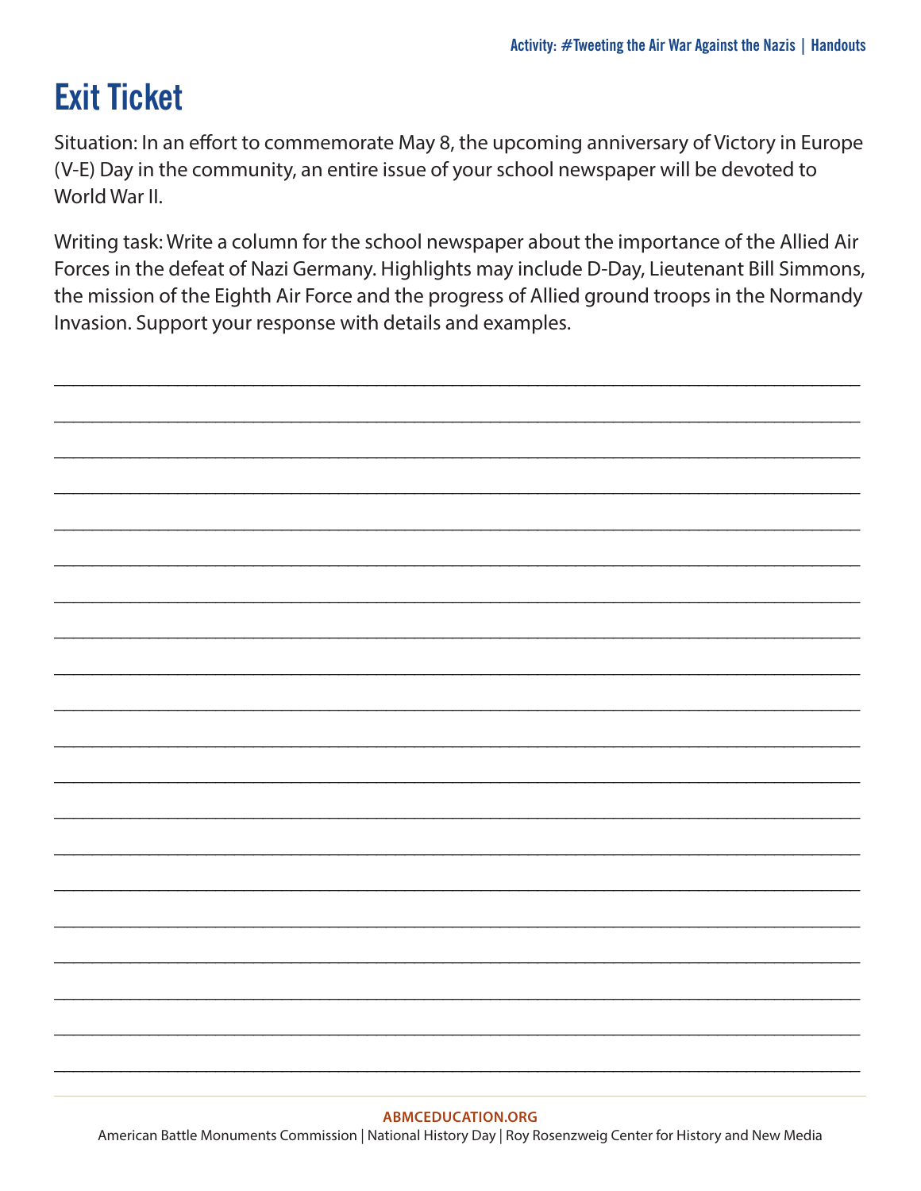# Exit Ticket

Situation: In an effort to commemorate May 8, the upcoming anniversary of Victory in Europe (V-E) Day in the community, an entire issue of your school newspaper will be devoted to World War II.

Writing task: Write a column for the school newspaper about the importance of the Allied Air Forces in the defeat of Nazi Germany. Highlights may include D-Day, Lieutenant Bill Simmons, the mission of the Eighth Air Force and the progress of Allied ground troops in the Normandy Invasion. Support your response with details and examples.

_______________________________________________________________________________

_______________________________________________________________________________

_______________________________________________________________________________

_______________________________________________________________________________

_______________________________________________________________________________

_______________________________________________________________________________

_______________________________________________________________________________

_______________________________________________________________________________

_______________________________________________________________________________

_______________________________________________________________________________

_______________________________________________________________________________

_______________________________________________________________________________

_______________________________________________________________________________

_______________________________________________________________________________

_______________________________________________________________________________

_______________________________________________________________________________

_______________________________________________________________________________

_______________________________________________________________________________

_______________________________________________________________________________

_______________________________________________________________________________